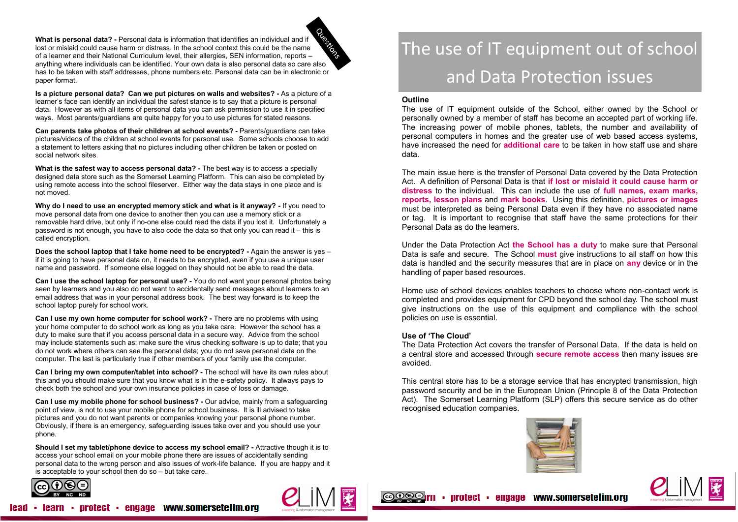# The use of IT equipment out of school and Data Protection issues

**Outline**

The use of IT equipment outside of the School, either owned by the School or personally owned by a member of staff has become an accepted part of working life. The increasing power of mobile phones, tablets, the number and availability of personal computers in homes and the greater use of web based access systems, have increased the need for **additional care** to be taken in how staff use and share data.

The main issue here is the transfer of Personal Data covered by the Data Protection Act. A definition of Personal Data is that **if lost or mislaid it could cause harm or distress** to the individual. This can include the use of **full names, exam marks, reports, lesson plans** and **mark books**. Using this definition, **pictures or images** must be interpreted as being Personal Data even if they have no associated name or tag. It is important to recognise that staff have the same protections for their Personal Data as do the learners.

Under the Data Protection Act **the School has a duty** to make sure that Personal Data is safe and secure. The School **must** give instructions to all staff on how this data is handled and the security measures that are in place on **any** device or in the handling of paper based resources.

Home use of school devices enables teachers to choose where non-contact work is completed and provides equipment for CPD beyond the school day. The school must give instructions on the use of this equipment and compliance with the school policies on use is essential.

**Use of 'The Cloud'**

The Data Protection Act covers the transfer of Personal Data. If the data is held on a central store and accessed through **secure remote access** then many issues are avoided.

This central store has to be a storage service that has encrypted transmission, high password security and be in the European Union (Principle 8 of the Data Protection Act). The Somerset Learning Platform (SLP) offers this secure service as do other recognised education companies.

## Questions

**What is personal data? -** Personal data is information that identifies an individual and if lost or mislaid could cause harm or distress. In the school context this could be the name of a learner and their National Curriculum level, their allergies, SEN information, reports – anything where individuals can be identified. Your own data is also personal data so care also has to be taken with staff addresses, phone numbers etc. Personal data can be in electronic or paper format.

**Is a picture personal data? Can we put pictures on walls and websites? -** As a picture of a learner's face can identify an individual the safest stance is to say that a picture is personal data. However as with all items of personal data you can ask permission to use it in specified ways. Most parents/guardians are quite happy for you to use pictures for stated reasons.

**Can parents take photos of their children at school events? -** Parents/guardians can take pictures/videos of the children at school events for personal use. Some schools choose to add a statement to letters asking that no pictures including other children be taken or posted on social network sites.

**What is the safest way to access personal data? -** The best way is to access a specially designed data store such as the Somerset Learning Platform. This can also be completed by using remote access into the school fileserver. Either way the data stays in one place and is not moved.

**Why do I need to use an encrypted memory stick and what is it anyway? -** If you need to move personal data from one device to another then you can use a memory stick or a removable hard drive, but only if no-one else could read the data if you lost it. Unfortunately a password is not enough, you have to also code the data so that only you can read it – this is called encryption.

**Does the school laptop that I take home need to be encrypted? -** Again the answer is yes – if it is going to have personal data on, it needs to be encrypted, even if you use a unique user name and password. If someone else logged on they should not be able to read the data.

**Can I use the school laptop for personal use? -** You do not want your personal photos being seen by learners and you also do not want to accidentally send messages about learners to an email address that was in your personal address book. The best way forward is to keep the school laptop purely for school work.

**Can I use my own home computer for school work? -** There are no problems with using your home computer to do school work as long as you take care. However the school has a duty to make sure that if you access personal data in a secure way. Advice from the school may include statements such as: make sure the virus checking software is up to date; that you do not work where others can see the personal data; you do not save personal data on the computer. The last is particularly true if other members of your family use the computer.

**Can I bring my own computer/tablet into school? -** The school will have its own rules about this and you should make sure that you know what is in the e-safety policy. It always pays to check both the school and your own insurance policies in case of loss or damage.

**Can I use my mobile phone for school business? -** Our advice, mainly from a safeguarding point of view, is not to use your mobile phone for school business. It is ill advised to take pictures and you do not want parents or companies knowing your personal phone number. Obviously, if there is an emergency, safeguarding issues take over and you should use your phone.

**Should I set my tablet/phone device to access my school email? -** Attractive though it is to access your school email on your mobile phone there are issues of accidentally sending personal data to the wrong person and also issues of work-life balance. If you are happy and it is acceptable to your school then do so – but take care.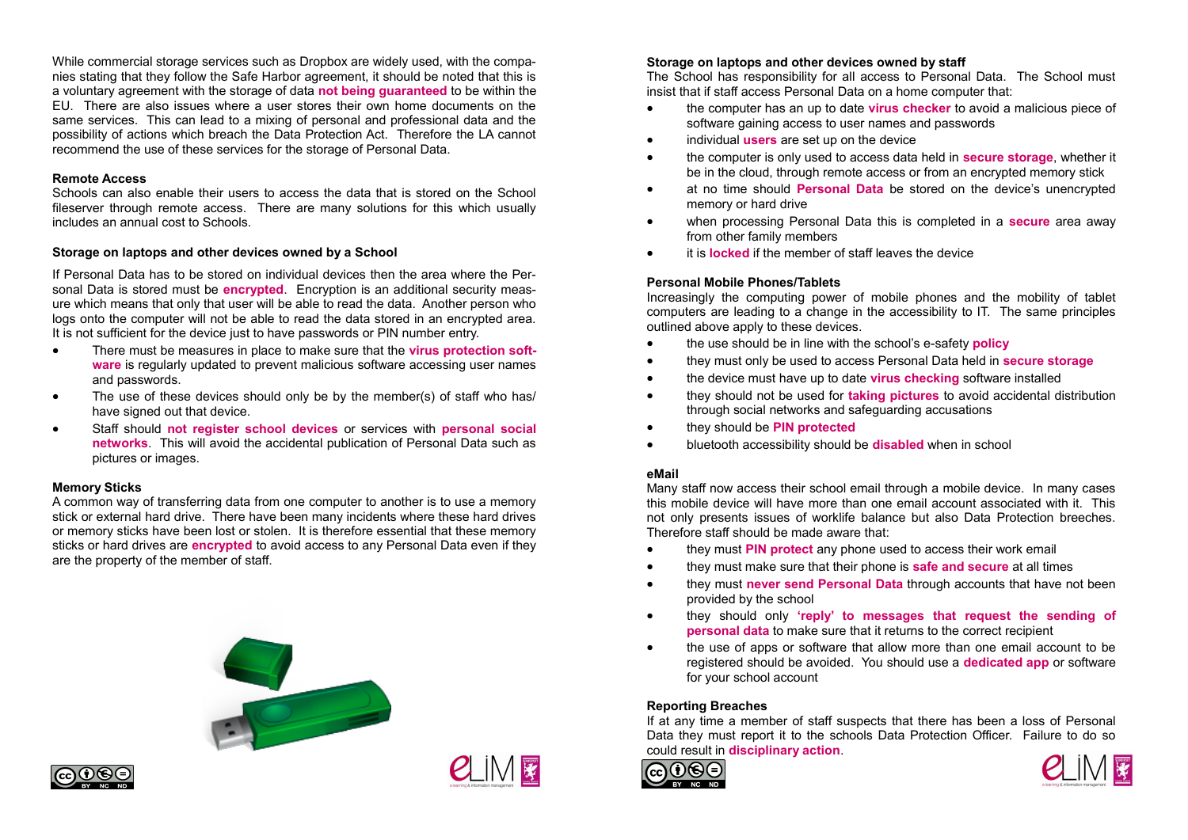While commercial storage services such as Dropbox are widely used, with the companies stating that they follow the Safe Harbor agreement, it should be noted that this is a voluntary agreement with the storage of data **not being guaranteed** to be within the EU. There are also issues where a user stores their own home documents on the same services. This can lead to a mixing of personal and professional data and the possibility of actions which breach the Data Protection Act. Therefore the LA cannot recommend the use of these services for the storage of Personal Data.

**Remote Access**

Schools can also enable their users to access the data that is stored on the School fileserver through remote access. There are many solutions for this which usually includes an annual cost to Schools.

**Storage on laptops and other devices owned by a School**

If Personal Data has to be stored on individual devices then the area where the Personal Data is stored must be **encrypted**. Encryption is an additional security measure which means that only that user will be able to read the data. Another person who logs onto the computer will not be able to read the data stored in an encrypted area. It is not sufficient for the device just to have passwords or PIN number entry.

- There must be measures in place to make sure that the **virus protection software** is regularly updated to prevent malicious software accessing user names and passwords.
- The use of these devices should only be by the member(s) of staff who has/have signed out that device.
- Staff should **not register school devices** or services with **personal social networks**. This will avoid the accidental publication of Personal Data such as pictures or images.

**Memory Sticks**

A common way of transferring data from one computer to another is to use a memory stick or external hard drive. There have been many incidents where these hard drives or memory sticks have been lost or stolen. It is therefore essential that these memory sticks or hard drives are **encrypted** to avoid access to any Personal Data even if they are the property of the member of staff.

**Storage on laptops and other devices owned by staff**

The School has responsibility for all access to Personal Data. The School must insist that if staff access Personal Data on a home computer that:

- the computer has an up to date **virus checker** to avoid a malicious piece of software gaining access to user names and passwords
- individual **users** are set up on the device
- the computer is only used to access data held in **secure storage**, whether it be in the cloud, through remote access or from an encrypted memory stick
- at no time should **Personal Data** be stored on the device's unencrypted memory or hard drive
- when processing Personal Data this is completed in a **secure** area away from other family members
- it is **locked** if the member of staff leaves the device

**Personal Mobile Phones/Tablets**

Increasingly the computing power of mobile phones and the mobility of tablet computers are leading to a change in the accessibility to IT. The same principles outlined above apply to these devices.

- the use should be in line with the school's e-safety **policy**
- they must only be used to access Personal Data held in **secure storage**
- the device must have up to date **virus checking** software installed
- they should not be used for **taking pictures** to avoid accidental distribution through social networks and safeguarding accusations
- they should be **PIN protected**
- bluetooth accessibility should be **disabled** when in school

**eMail**

Many staff now access their school email through a mobile device. In many cases this mobile device will have more than one email account associated with it. This not only presents issues of worklife balance but also Data Protection breeches. Therefore staff should be made aware that:

- they must **PIN protect** any phone used to access their work email
- they must make sure that their phone is **safe and secure** at all times
- they must **never send Personal Data** through accounts that have not been provided by the school
- they should only **'reply' to messages that request the sending of personal data** to make sure that it returns to the correct recipient
- the use of apps or software that allow more than one email account to be registered should be avoided. You should use a **dedicated app** or software for your school account

**Reporting Breaches**

If at any time a member of staff suspects that there has been a loss of Personal Data they must report it to the schools Data Protection Officer. Failure to do so could result in **disciplinary action**.